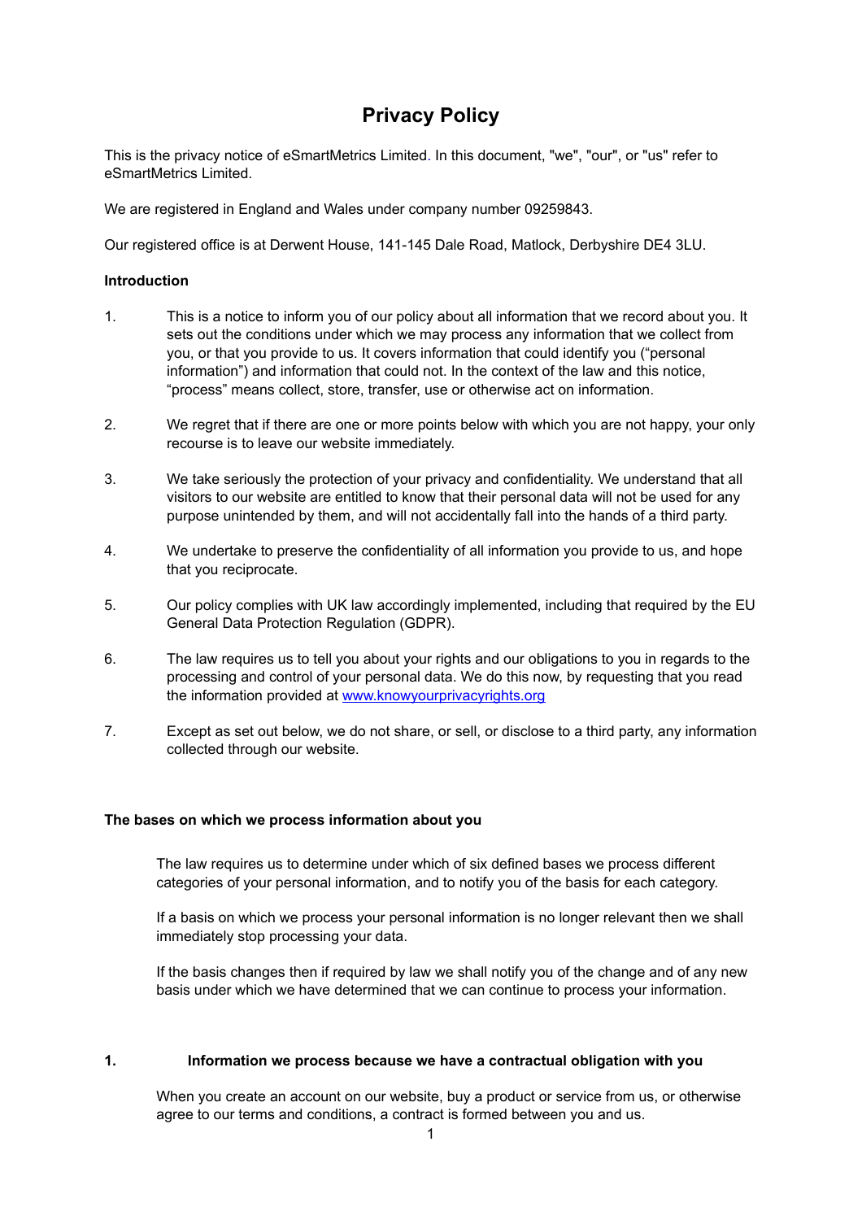# Privacy Policy

This is the privacy notice of eSmartMetrics Limited. In this document, "we", "our", or "us" refer to eSmartMetrics Limited.

We are registered in England and Wales under company number 09259843.

Our registered office is at Derwent House, 141-145 Dale Road, Matlock, Derbyshire DE4 3LU.

**Introduction**

1. This is a notice to inform you of our policy about all information that we record about you. It sets out the conditions under which we may process any information that we collect from you, or that you provide to us. It covers information that could identify you ("personal information") and information that could not. In the context of the law and this notice, "process" means collect, store, transfer, use or otherwise act on information.

2. We regret that if there are one or more points below with which you are not happy, your only recourse is to leave our website immediately.

3. We take seriously the protection of your privacy and confidentiality. We understand that all visitors to our website are entitled to know that their personal data will not be used for any purpose unintended by them, and will not accidentally fall into the hands of a third party.

4. We undertake to preserve the confidentiality of all information you provide to us, and hope that you reciprocate.

5. Our policy complies with UK law accordingly implemented, including that required by the EU General Data Protection Regulation (GDPR).

6. The law requires us to tell you about your rights and our obligations to you in regards to the processing and control of your personal data. We do this now, by requesting that you read the information provided at [www.knowyourprivacyrights.org](http://www.knowyourprivacyrights.org)

7. Except as set out below, we do not share, or sell, or disclose to a third party, any information collected through our website.

**The bases on which we process information about you**

The law requires us to determine under which of six defined bases we process different categories of your personal information, and to notify you of the basis for each category.

If a basis on which we process your personal information is no longer relevant then we shall immediately stop processing your data.

If the basis changes then if required by law we shall notify you of the change and of any new basis under which we have determined that we can continue to process your information.

**1. Information we process because we have a contractual obligation with you**

When you create an account on our website, buy a product or service from us, or otherwise agree to our terms and conditions, a contract is formed between you and us.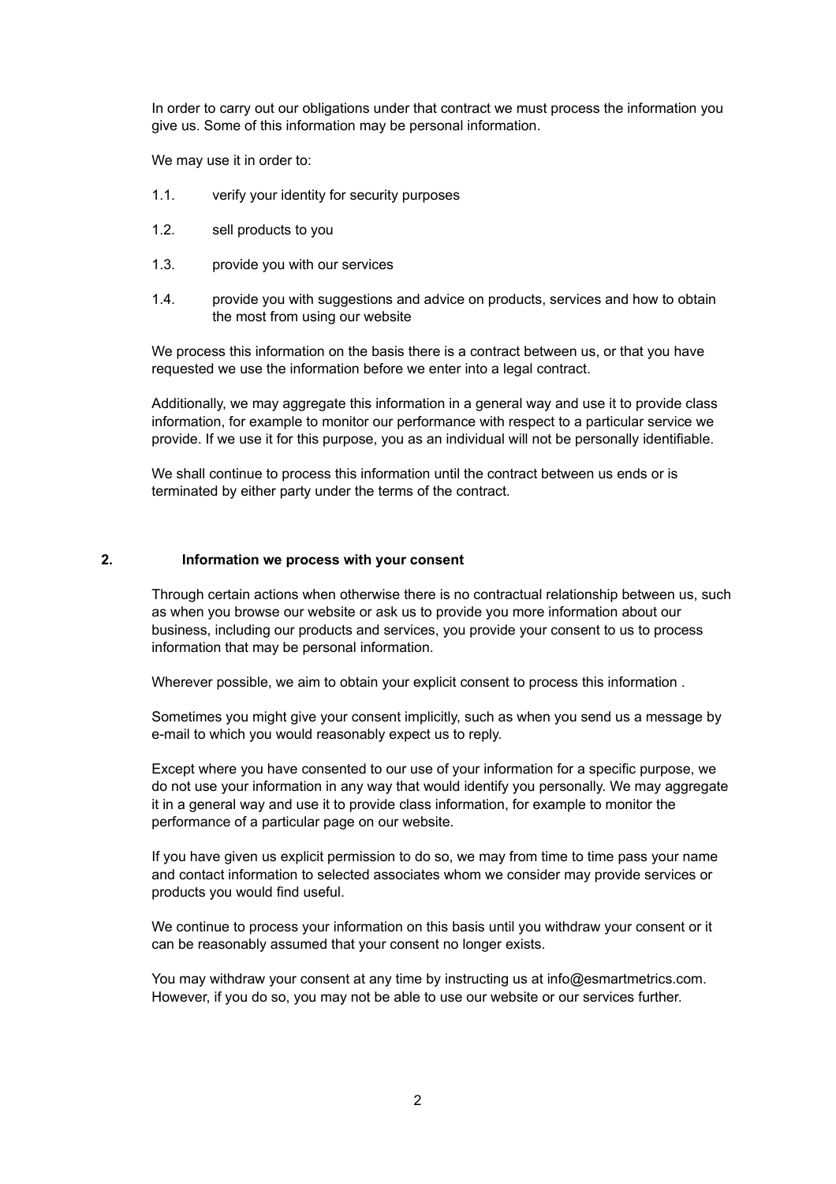In order to carry out our obligations under that contract we must process the information you give us. Some of this information may be personal information.

We may use it in order to:

1.1. verify your identity for security purposes

1.2. sell products to you

1.3. provide you with our services

1.4. provide you with suggestions and advice on products, services and how to obtain the most from using our website

We process this information on the basis there is a contract between us, or that you have requested we use the information before we enter into a legal contract.

Additionally, we may aggregate this information in a general way and use it to provide class information, for example to monitor our performance with respect to a particular service we provide. If we use it for this purpose, you as an individual will not be personally identifiable.

We shall continue to process this information until the contract between us ends or is terminated by either party under the terms of the contract.

## 2. Information we process with your consent

Through certain actions when otherwise there is no contractual relationship between us, such as when you browse our website or ask us to provide you more information about our business, including our products and services, you provide your consent to us to process information that may be personal information.

Wherever possible, we aim to obtain your explicit consent to process this information .

Sometimes you might give your consent implicitly, such as when you send us a message by e-mail to which you would reasonably expect us to reply.

Except where you have consented to our use of your information for a specific purpose, we do not use your information in any way that would identify you personally. We may aggregate it in a general way and use it to provide class information, for example to monitor the performance of a particular page on our website.

If you have given us explicit permission to do so, we may from time to time pass your name and contact information to selected associates whom we consider may provide services or products you would find useful.

We continue to process your information on this basis until you withdraw your consent or it can be reasonably assumed that your consent no longer exists.

You may withdraw your consent at any time by instructing us at info@esmartmetrics.com. However, if you do so, you may not be able to use our website or our services further.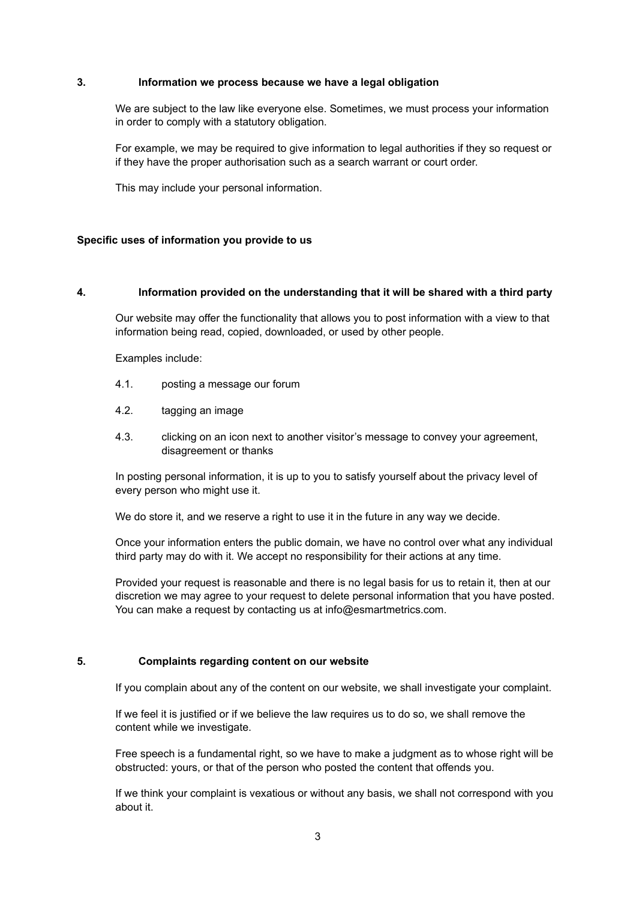## 3. Information we process because we have a legal obligation

We are subject to the law like everyone else. Sometimes, we must process your information in order to comply with a statutory obligation.

For example, we may be required to give information to legal authorities if they so request or if they have the proper authorisation such as a search warrant or court order.

This may include your personal information.

**Specific uses of information you provide to us**

## 4. Information provided on the understanding that it will be shared with a third party

Our website may offer the functionality that allows you to post information with a view to that information being read, copied, downloaded, or used by other people.

Examples include:

4.1. posting a message our forum

4.2. tagging an image

4.3. clicking on an icon next to another visitor's message to convey your agreement, disagreement or thanks

In posting personal information, it is up to you to satisfy yourself about the privacy level of every person who might use it.

We do store it, and we reserve a right to use it in the future in any way we decide.

Once your information enters the public domain, we have no control over what any individual third party may do with it. We accept no responsibility for their actions at any time.

Provided your request is reasonable and there is no legal basis for us to retain it, then at our discretion we may agree to your request to delete personal information that you have posted. You can make a request by contacting us at info@esmartmetrics.com.

## 5. Complaints regarding content on our website

If you complain about any of the content on our website, we shall investigate your complaint.

If we feel it is justified or if we believe the law requires us to do so, we shall remove the content while we investigate.

Free speech is a fundamental right, so we have to make a judgment as to whose right will be obstructed: yours, or that of the person who posted the content that offends you.

If we think your complaint is vexatious or without any basis, we shall not correspond with you about it.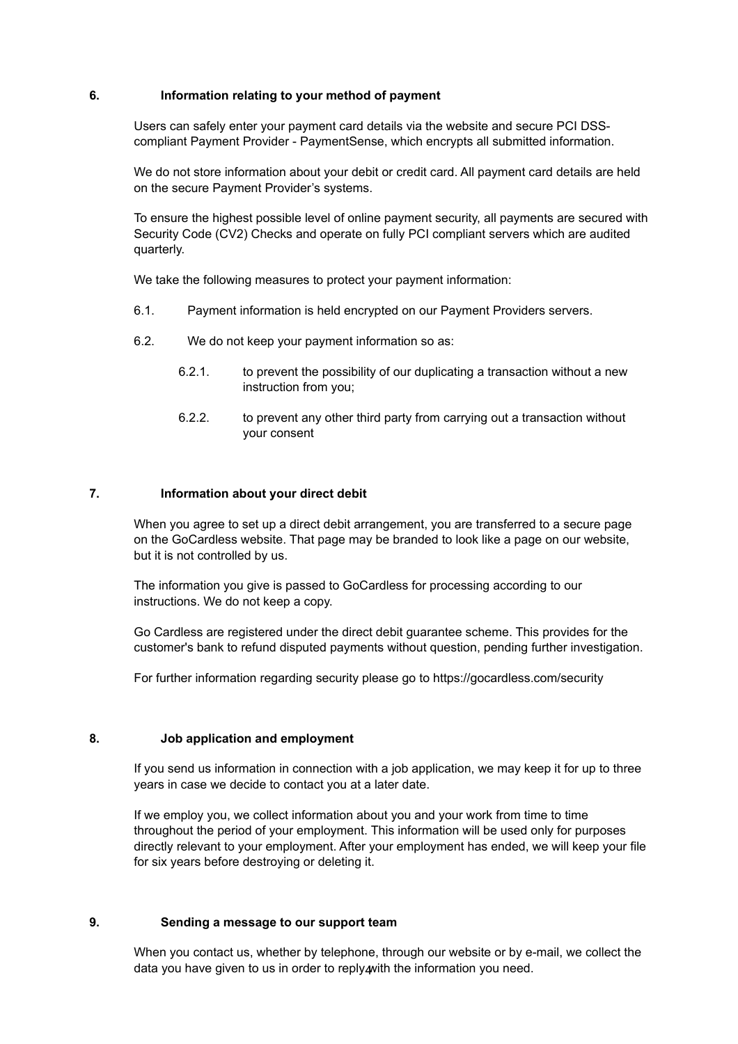## 6. Information relating to your method of payment

Users can safely enter your payment card details via the website and secure PCI DSS-compliant Payment Provider - PaymentSense, which encrypts all submitted information.

We do not store information about your debit or credit card. All payment card details are held on the secure Payment Provider's systems.

To ensure the highest possible level of online payment security, all payments are secured with Security Code (CV2) Checks and operate on fully PCI compliant servers which are audited quarterly.

We take the following measures to protect your payment information:

6.1. Payment information is held encrypted on our Payment Providers servers.

6.2. We do not keep your payment information so as:

   6.2.1. to prevent the possibility of our duplicating a transaction without a new instruction from you;

   6.2.2. to prevent any other third party from carrying out a transaction without your consent

## 7. Information about your direct debit

When you agree to set up a direct debit arrangement, you are transferred to a secure page on the GoCardless website. That page may be branded to look like a page on our website, but it is not controlled by us.

The information you give is passed to GoCardless for processing according to our instructions. We do not keep a copy.

Go Cardless are registered under the direct debit guarantee scheme. This provides for the customer's bank to refund disputed payments without question, pending further investigation.

For further information regarding security please go to https://gocardless.com/security

## 8. Job application and employment

If you send us information in connection with a job application, we may keep it for up to three years in case we decide to contact you at a later date.

If we employ you, we collect information about you and your work from time to time throughout the period of your employment. This information will be used only for purposes directly relevant to your employment. After your employment has ended, we will keep your file for six years before destroying or deleting it.

## 9. Sending a message to our support team

When you contact us, whether by telephone, through our website or by e-mail, we collect the data you have given to us in order to reply with the information you need.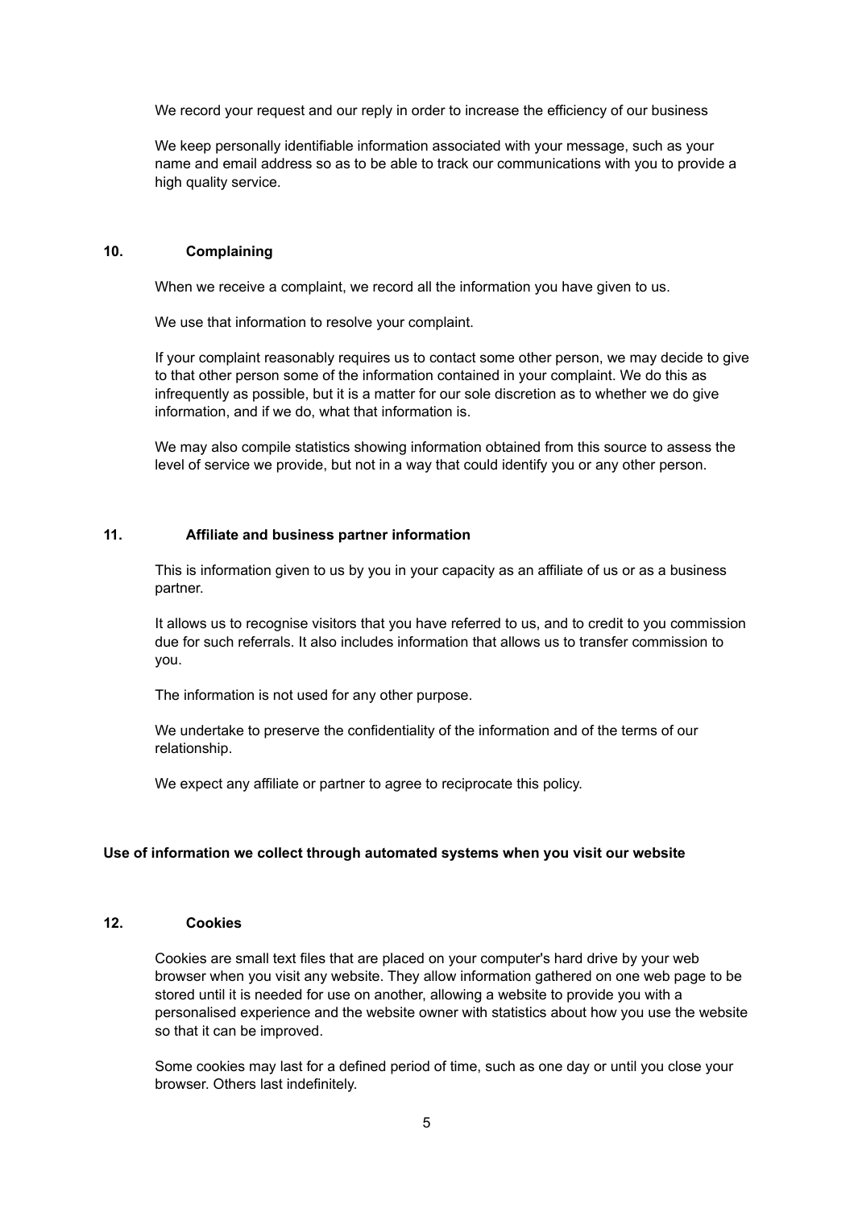We record your request and our reply in order to increase the efficiency of our business

We keep personally identifiable information associated with your message, such as your name and email address so as to be able to track our communications with you to provide a high quality service.

### 10. Complaining

When we receive a complaint, we record all the information you have given to us.

We use that information to resolve your complaint.

If your complaint reasonably requires us to contact some other person, we may decide to give to that other person some of the information contained in your complaint. We do this as infrequently as possible, but it is a matter for our sole discretion as to whether we do give information, and if we do, what that information is.

We may also compile statistics showing information obtained from this source to assess the level of service we provide, but not in a way that could identify you or any other person.

### 11. Affiliate and business partner information

This is information given to us by you in your capacity as an affiliate of us or as a business partner.

It allows us to recognise visitors that you have referred to us, and to credit to you commission due for such referrals. It also includes information that allows us to transfer commission to you.

The information is not used for any other purpose.

We undertake to preserve the confidentiality of the information and of the terms of our relationship.

We expect any affiliate or partner to agree to reciprocate this policy.

## Use of information we collect through automated systems when you visit our website

### 12. Cookies

Cookies are small text files that are placed on your computer's hard drive by your web browser when you visit any website. They allow information gathered on one web page to be stored until it is needed for use on another, allowing a website to provide you with a personalised experience and the website owner with statistics about how you use the website so that it can be improved.

Some cookies may last for a defined period of time, such as one day or until you close your browser. Others last indefinitely.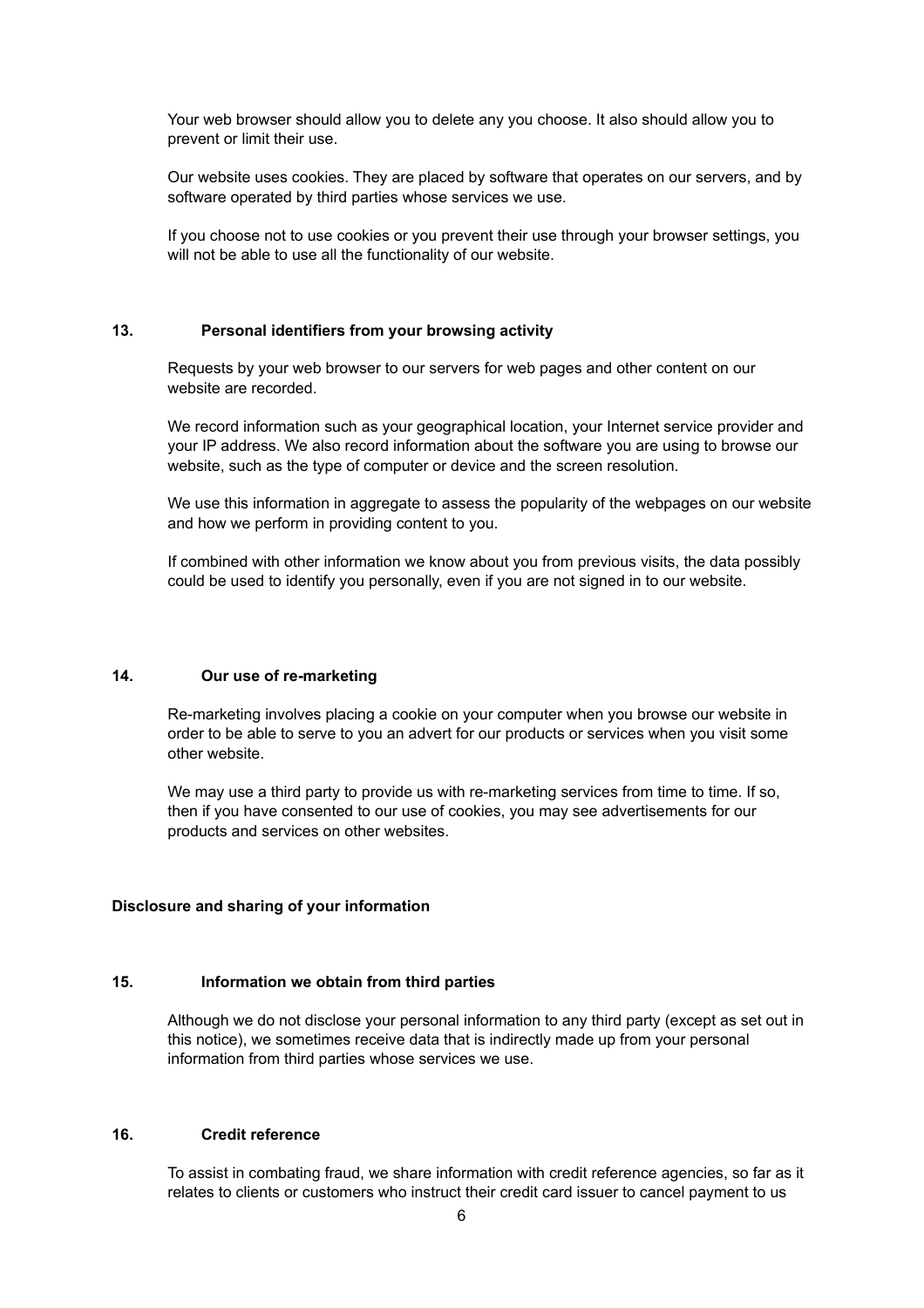Your web browser should allow you to delete any you choose. It also should allow you to prevent or limit their use.

Our website uses cookies. They are placed by software that operates on our servers, and by software operated by third parties whose services we use.

If you choose not to use cookies or you prevent their use through your browser settings, you will not be able to use all the functionality of our website.

### 13. Personal identifiers from your browsing activity

Requests by your web browser to our servers for web pages and other content on our website are recorded.

We record information such as your geographical location, your Internet service provider and your IP address. We also record information about the software you are using to browse our website, such as the type of computer or device and the screen resolution.

We use this information in aggregate to assess the popularity of the webpages on our website and how we perform in providing content to you.

If combined with other information we know about you from previous visits, the data possibly could be used to identify you personally, even if you are not signed in to our website.

### 14. Our use of re-marketing

Re-marketing involves placing a cookie on your computer when you browse our website in order to be able to serve to you an advert for our products or services when you visit some other website.

We may use a third party to provide us with re-marketing services from time to time. If so, then if you have consented to our use of cookies, you may see advertisements for our products and services on other websites.

## Disclosure and sharing of your information

### 15. Information we obtain from third parties

Although we do not disclose your personal information to any third party (except as set out in this notice), we sometimes receive data that is indirectly made up from your personal information from third parties whose services we use.

### 16. Credit reference

To assist in combating fraud, we share information with credit reference agencies, so far as it relates to clients or customers who instruct their credit card issuer to cancel payment to us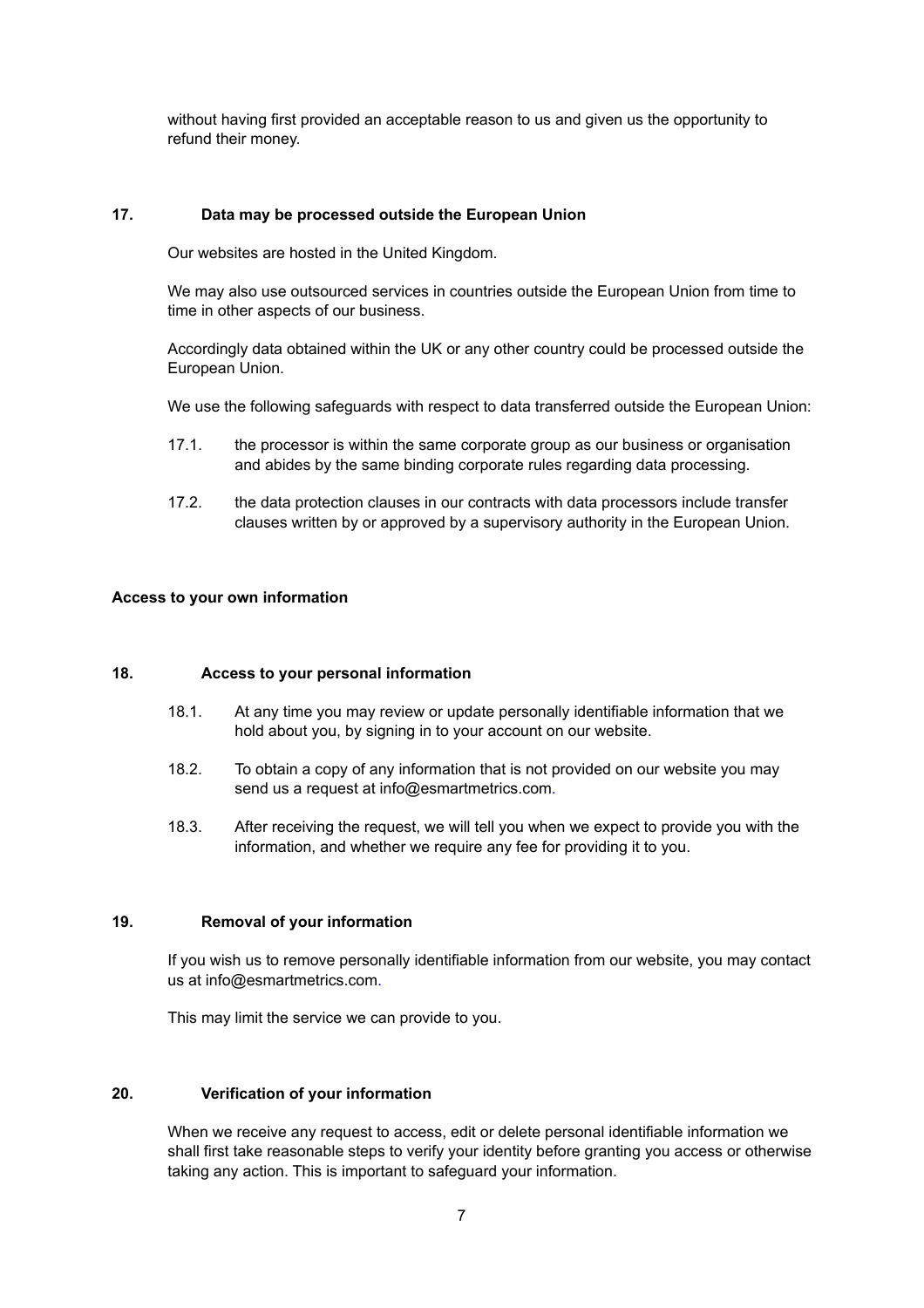without having first provided an acceptable reason to us and given us the opportunity to refund their money.

## 17. Data may be processed outside the European Union

Our websites are hosted in the United Kingdom.

We may also use outsourced services in countries outside the European Union from time to time in other aspects of our business.

Accordingly data obtained within the UK or any other country could be processed outside the European Union.

We use the following safeguards with respect to data transferred outside the European Union:

17.1. the processor is within the same corporate group as our business or organisation and abides by the same binding corporate rules regarding data processing.

17.2. the data protection clauses in our contracts with data processors include transfer clauses written by or approved by a supervisory authority in the European Union.

## Access to your own information

## 18. Access to your personal information

18.1. At any time you may review or update personally identifiable information that we hold about you, by signing in to your account on our website.

18.2. To obtain a copy of any information that is not provided on our website you may send us a request at info@esmartmetrics.com.

18.3. After receiving the request, we will tell you when we expect to provide you with the information, and whether we require any fee for providing it to you.

## 19. Removal of your information

If you wish us to remove personally identifiable information from our website, you may contact us at info@esmartmetrics.com.

This may limit the service we can provide to you.

## 20. Verification of your information

When we receive any request to access, edit or delete personal identifiable information we shall first take reasonable steps to verify your identity before granting you access or otherwise taking any action. This is important to safeguard your information.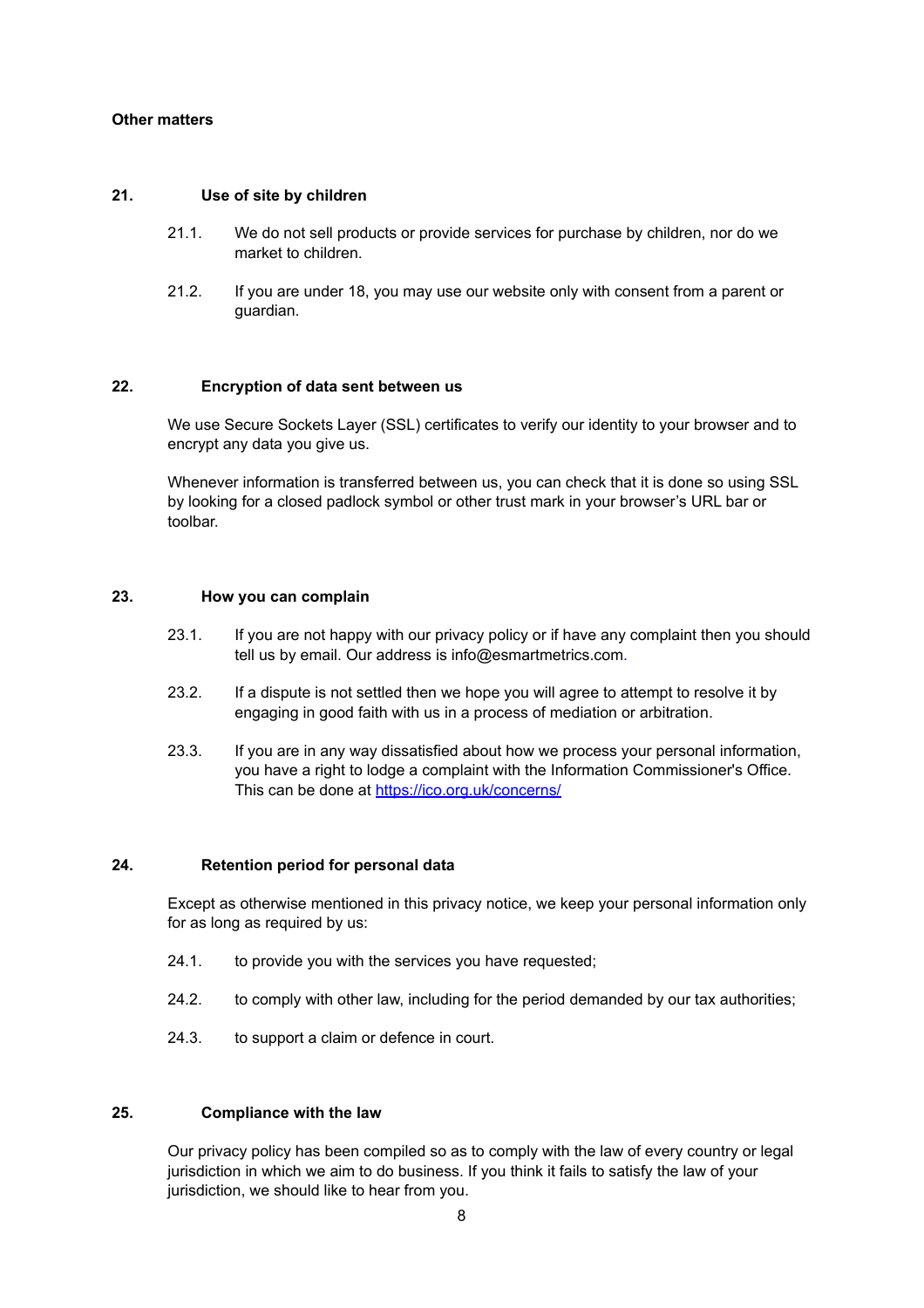**Other matters**

## 21. Use of site by children

21.1. We do not sell products or provide services for purchase by children, nor do we market to children.

21.2. If you are under 18, you may use our website only with consent from a parent or guardian.

## 22. Encryption of data sent between us

We use Secure Sockets Layer (SSL) certificates to verify our identity to your browser and to encrypt any data you give us.

Whenever information is transferred between us, you can check that it is done so using SSL by looking for a closed padlock symbol or other trust mark in your browser's URL bar or toolbar.

## 23. How you can complain

23.1. If you are not happy with our privacy policy or if have any complaint then you should tell us by email. Our address is info@esmartmetrics.com.

23.2. If a dispute is not settled then we hope you will agree to attempt to resolve it by engaging in good faith with us in a process of mediation or arbitration.

23.3. If you are in any way dissatisfied about how we process your personal information, you have a right to lodge a complaint with the Information Commissioner's Office. This can be done at [https://ico.org.uk/concerns/](https://ico.org.uk/concerns/)

## 24. Retention period for personal data

Except as otherwise mentioned in this privacy notice, we keep your personal information only for as long as required by us:

24.1. to provide you with the services you have requested;

24.2. to comply with other law, including for the period demanded by our tax authorities;

24.3. to support a claim or defence in court.

## 25. Compliance with the law

Our privacy policy has been compiled so as to comply with the law of every country or legal jurisdiction in which we aim to do business. If you think it fails to satisfy the law of your jurisdiction, we should like to hear from you.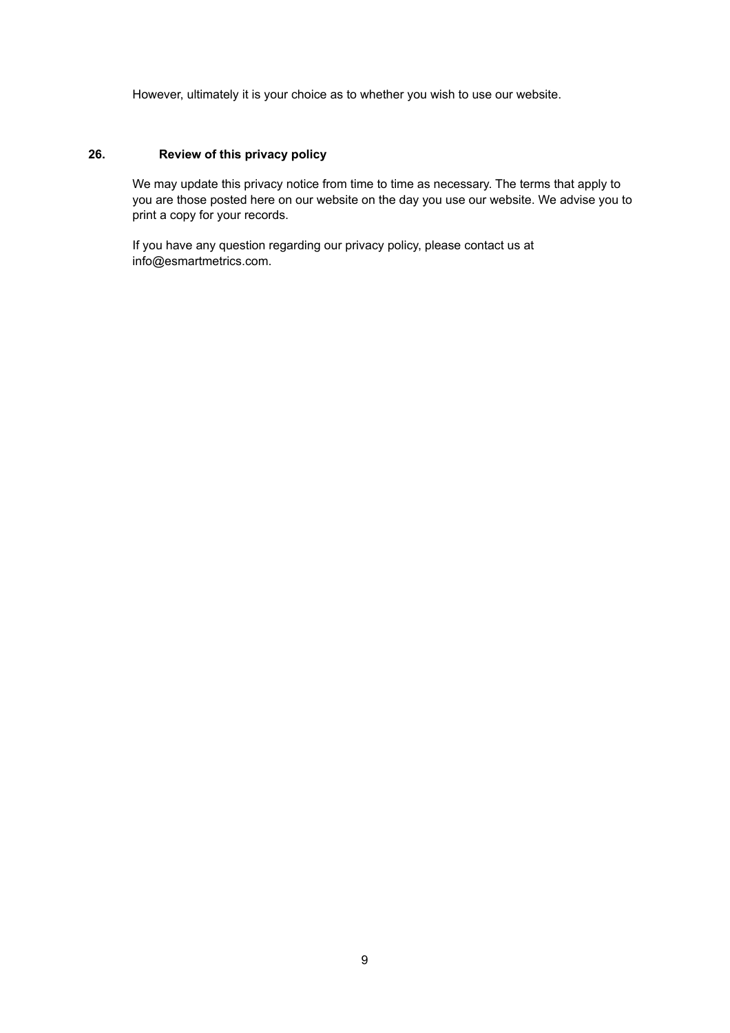However, ultimately it is your choice as to whether you wish to use our website.

## 26. Review of this privacy policy

We may update this privacy notice from time to time as necessary. The terms that apply to you are those posted here on our website on the day you use our website. We advise you to print a copy for your records.

If you have any question regarding our privacy policy, please contact us at info@esmartmetrics.com.